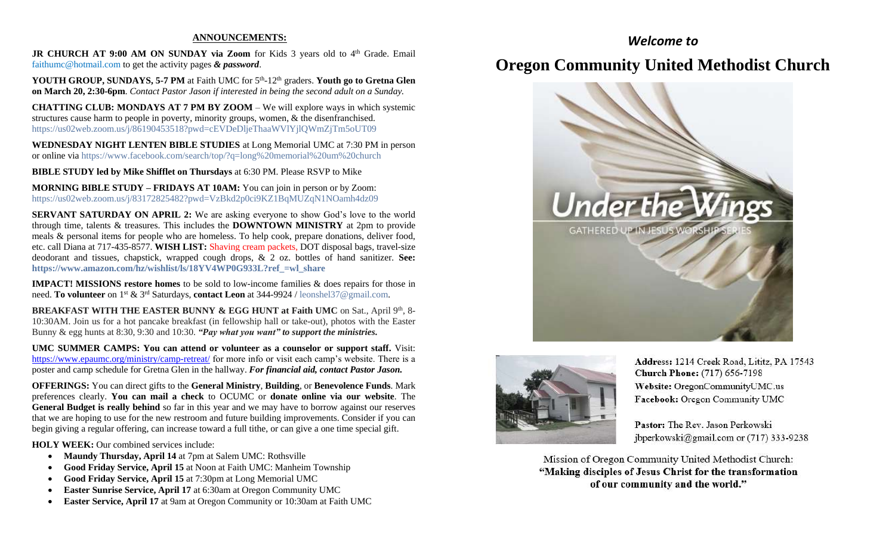## ANNOUNCEMENTS:

**JR CHURCH AT 9:00 AM ON SUNDAY via Zoom** for Kids 3 years old to 4th Grade. Email faithumc@hotmail.com to get the activity pages ***& password***.

**YOUTH GROUP, SUNDAYS, 5-7 PM** at Faith UMC for 5th-12th graders. **Youth go to Gretna Glen on March 20, 2:30-6pm**. *Contact Pastor Jason if interested in being the second adult on a Sunday.*

**CHATTING CLUB: MONDAYS AT 7 PM BY ZOOM** – We will explore ways in which systemic structures cause harm to people in poverty, minority groups, women, & the disenfranchised. https://us02web.zoom.us/j/86190453518?pwd=cEVDeDljeThaaWVlYjlQWmZjTm5oUT09

**WEDNESDAY NIGHT LENTEN BIBLE STUDIES** at Long Memorial UMC at 7:30 PM in person or online via https://www.facebook.com/search/top/?q=long%20memorial%20um%20church

**BIBLE STUDY led by Mike Shifflet on Thursdays** at 6:30 PM. Please RSVP to Mike

**MORNING BIBLE STUDY – FRIDAYS AT 10AM:** You can join in person or by Zoom: https://us02web.zoom.us/j/83172825482?pwd=VzBkd2p0ci9KZ1BqMUZqN1NOamh4dz09

**SERVANT SATURDAY ON APRIL 2:** We are asking everyone to show God's love to the world through time, talents & treasures. This includes the **DOWNTOWN MINISTRY** at 2pm to provide meals & personal items for people who are homeless. To help cook, prepare donations, deliver food, etc. call Diana at 717-435-8577. **WISH LIST:** Shaving cream packets, DOT disposal bags, travel-size deodorant and tissues, chapstick, wrapped cough drops, & 2 oz. bottles of hand sanitizer. **See: https://www.amazon.com/hz/wishlist/ls/18YV4WP0G933L?ref_=wl_share**

**IMPACT! MISSIONS restore homes** to be sold to low-income families & does repairs for those in need. **To volunteer** on 1st & 3rd Saturdays, **contact Leon** at 344-9924 / leonshel37@gmail.com.

**BREAKFAST WITH THE EASTER BUNNY & EGG HUNT at Faith UMC** on Sat., April 9th, 8-10:30AM. Join us for a hot pancake breakfast (in fellowship hall or take-out), photos with the Easter Bunny & egg hunts at 8:30, 9:30 and 10:30. ***"Pay what you want" to support the ministries.***

**UMC SUMMER CAMPS: You can attend or volunteer as a counselor or support staff.** Visit: https://www.epaumc.org/ministry/camp-retreat/ for more info or visit each camp's website. There is a poster and camp schedule for Gretna Glen in the hallway. ***For financial aid, contact Pastor Jason.***

**OFFERINGS:** You can direct gifts to the **General Ministry**, **Building**, or **Benevolence Funds**. Mark preferences clearly. **You can mail a check** to OCUMC or **donate online via our website**. The **General Budget is really behind** so far in this year and we may have to borrow against our reserves that we are hoping to use for the new restroom and future building improvements. Consider if you can begin giving a regular offering, can increase toward a full tithe, or can give a one time special gift.

**HOLY WEEK:** Our combined services include:

- **Maundy Thursday, April 14** at 7pm at Salem UMC: Rothsville
- **Good Friday Service, April 15** at Noon at Faith UMC: Manheim Township
- **Good Friday Service, April 15** at 7:30pm at Long Memorial UMC
- **Easter Sunrise Service, April 17** at 6:30am at Oregon Community UMC
- **Easter Service, April 17** at 9am at Oregon Community or 10:30am at Faith UMC

*Welcome to*

# Oregon Community United Methodist Church

Under the Wings

GATHERED UP IN JESUS WORSHIP SERIES

**Address:** 1214 Creek Road, Lititz, PA 17543
**Church Phone:** (717) 656-7198
**Website:** OregonCommunityUMC.us
**Facebook:** Oregon Community UMC

**Pastor:** The Rev. Jason Perkowski
jbperkowski@gmail.com or (717) 333-9238

Mission of Oregon Community United Methodist Church:
**"Making disciples of Jesus Christ for the transformation of our community and the world."**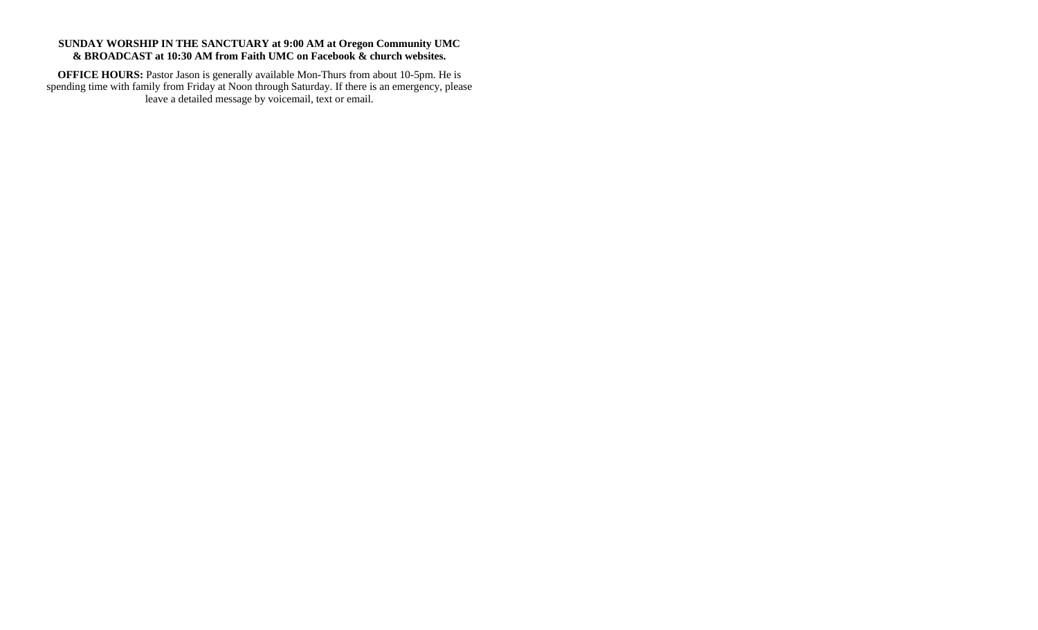**SUNDAY WORSHIP IN THE SANCTUARY at 9:00 AM at Oregon Community UMC & BROADCAST at 10:30 AM from Faith UMC on Facebook & church websites.**

**OFFICE HOURS:** Pastor Jason is generally available Mon-Thurs from about 10-5pm. He is spending time with family from Friday at Noon through Saturday. If there is an emergency, please leave a detailed message by voicemail, text or email.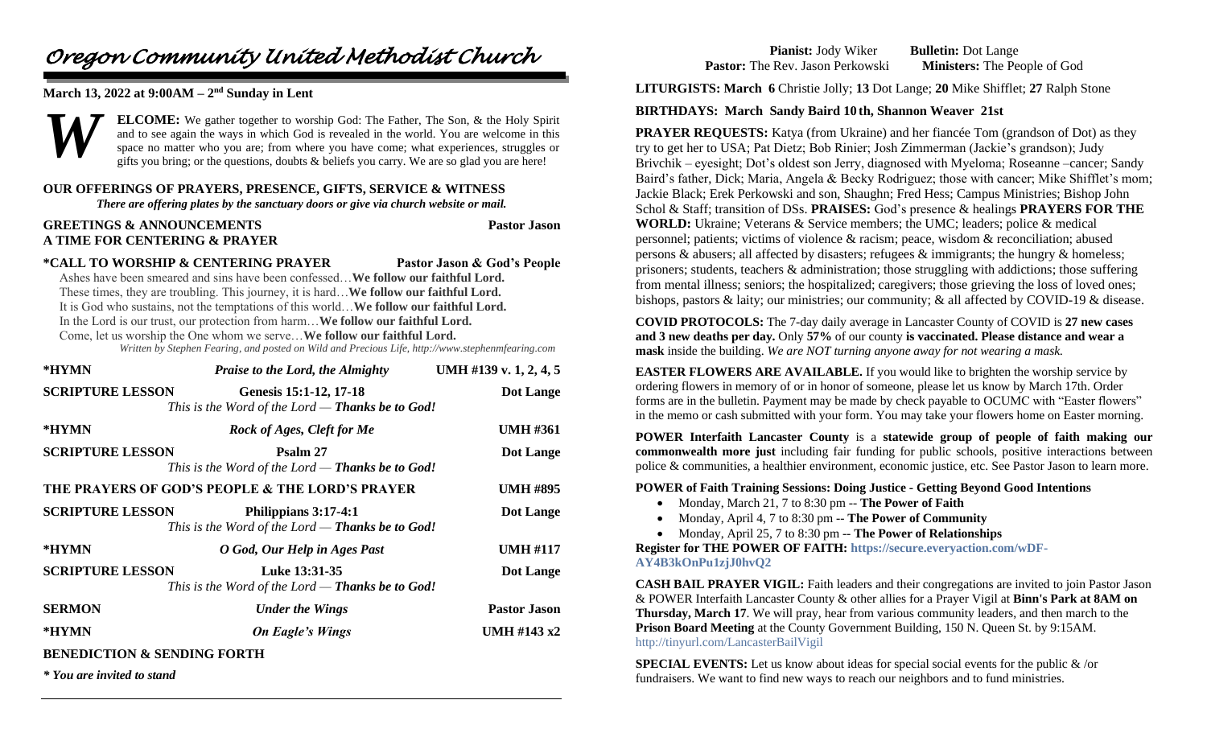# Oregon Community United Methodist Church

**March 13, 2022 at 9:00AM – 2nd Sunday in Lent**

**WELCOME:** We gather together to worship God: The Father, The Son, & the Holy Spirit and to see again the ways in which God is revealed in the world. You are welcome in this space no matter who you are; from where you have come; what experiences, struggles or gifts you bring; or the questions, doubts & beliefs you carry. We are so glad you are here!

**OUR OFFERINGS OF PRAYERS, PRESENCE, GIFTS, SERVICE & WITNESS**
*There are offering plates by the sanctuary doors or give via church website or mail.*

**GREETINGS & ANNOUNCEMENTS** — **Pastor Jason**
**A TIME FOR CENTERING & PRAYER**

**\*CALL TO WORSHIP & CENTERING PRAYER** — **Pastor Jason & God's People**

Ashes have been smeared and sins have been confessed…**We follow our faithful Lord.**
These times, they are troubling. This journey, it is hard…**We follow our faithful Lord.**
It is God who sustains, not the temptations of this world…**We follow our faithful Lord.**
In the Lord is our trust, our protection from harm…**We follow our faithful Lord.**
Come, let us worship the One whom we serve…**We follow our faithful Lord.**

*Written by Stephen Fearing, and posted on Wild and Precious Life, http://www.stephenmfearing.com*

| | | |
|---|---|---|
| **\*HYMN** | *Praise to the Lord, the Almighty* | **UMH #139 v. 1, 2, 4, 5** |
| **SCRIPTURE LESSON** | **Genesis 15:1-12, 17-18**<br>*This is the Word of the Lord — **Thanks be to God!*** | **Dot Lange** |
| **\*HYMN** | *Rock of Ages, Cleft for Me* | **UMH #361** |
| **SCRIPTURE LESSON** | **Psalm 27**<br>*This is the Word of the Lord — **Thanks be to God!*** | **Dot Lange** |
| **THE PRAYERS OF GOD'S PEOPLE & THE LORD'S PRAYER** | | **UMH #895** |
| **SCRIPTURE LESSON** | **Philippians 3:17-4:1**<br>*This is the Word of the Lord — **Thanks be to God!*** | **Dot Lange** |
| **\*HYMN** | *O God, Our Help in Ages Past* | **UMH #117** |
| **SCRIPTURE LESSON** | **Luke 13:31-35**<br>*This is the Word of the Lord — **Thanks be to God!*** | **Dot Lange** |
| **SERMON** | *Under the Wings* | **Pastor Jason** |
| **\*HYMN** | *On Eagle's Wings* | **UMH #143 x2** |

**BENEDICTION & SENDING FORTH**

*\* You are invited to stand*

**Pianist:** Jody Wiker  **Bulletin:** Dot Lange
**Pastor:** The Rev. Jason Perkowski  **Ministers:** The People of God

**LITURGISTS: March 6** Christie Jolly; **13** Dot Lange; **20** Mike Shifflet; **27** Ralph Stone

**BIRTHDAYS: March Sandy Baird 10 th, Shannon Weaver 21st**

**PRAYER REQUESTS:** Katya (from Ukraine) and her fiancée Tom (grandson of Dot) as they try to get her to USA; Pat Dietz; Bob Rinier; Josh Zimmerman (Jackie's grandson); Judy Brivchik – eyesight; Dot's oldest son Jerry, diagnosed with Myeloma; Roseanne –cancer; Sandy Baird's father, Dick; Maria, Angela & Becky Rodriguez; those with cancer; Mike Shifflet's mom; Jackie Black; Erek Perkowski and son, Shaughn; Fred Hess; Campus Ministries; Bishop John Schol & Staff; transition of DSs. **PRAISES:** God's presence & healings **PRAYERS FOR THE WORLD:** Ukraine; Veterans & Service members; the UMC; leaders; police & medical personnel; patients; victims of violence & racism; peace, wisdom & reconciliation; abused persons & abusers; all affected by disasters; refugees & immigrants; the hungry & homeless; prisoners; students, teachers & administration; those struggling with addictions; those suffering from mental illness; seniors; the hospitalized; caregivers; those grieving the loss of loved ones; bishops, pastors & laity; our ministries; our community; & all affected by COVID-19 & disease.

**COVID PROTOCOLS:** The 7-day daily average in Lancaster County of COVID is **27 new cases and 3 new deaths per day.** Only **57%** of our county **is vaccinated. Please distance and wear a mask** inside the building. *We are NOT turning anyone away for not wearing a mask.*

**EASTER FLOWERS ARE AVAILABLE.** If you would like to brighten the worship service by ordering flowers in memory of or in honor of someone, please let us know by March 17th. Order forms are in the bulletin. Payment may be made by check payable to OCUMC with "Easter flowers" in the memo or cash submitted with your form. You may take your flowers home on Easter morning.

**POWER Interfaith Lancaster County** is a **statewide group of people of faith making our commonwealth more just** including fair funding for public schools, positive interactions between police & communities, a healthier environment, economic justice, etc. See Pastor Jason to learn more.

**POWER of Faith Training Sessions: Doing Justice - Getting Beyond Good Intentions**

- Monday, March 21, 7 to 8:30 pm -- **The Power of Faith**
- Monday, April 4, 7 to 8:30 pm -- **The Power of Community**
- Monday, April 25, 7 to 8:30 pm -- **The Power of Relationships**

**Register for THE POWER OF FAITH: https://secure.everyaction.com/wDF-AY4B3kOnPu1zjJ0hvQ2**

**CASH BAIL PRAYER VIGIL:** Faith leaders and their congregations are invited to join Pastor Jason & POWER Interfaith Lancaster County & other allies for a Prayer Vigil at **Binn's Park at 8AM on Thursday, March 17**. We will pray, hear from various community leaders, and then march to the **Prison Board Meeting** at the County Government Building, 150 N. Queen St. by 9:15AM. http://tinyurl.com/LancasterBailVigil

**SPECIAL EVENTS:** Let us know about ideas for special social events for the public & /or fundraisers. We want to find new ways to reach our neighbors and to fund ministries.